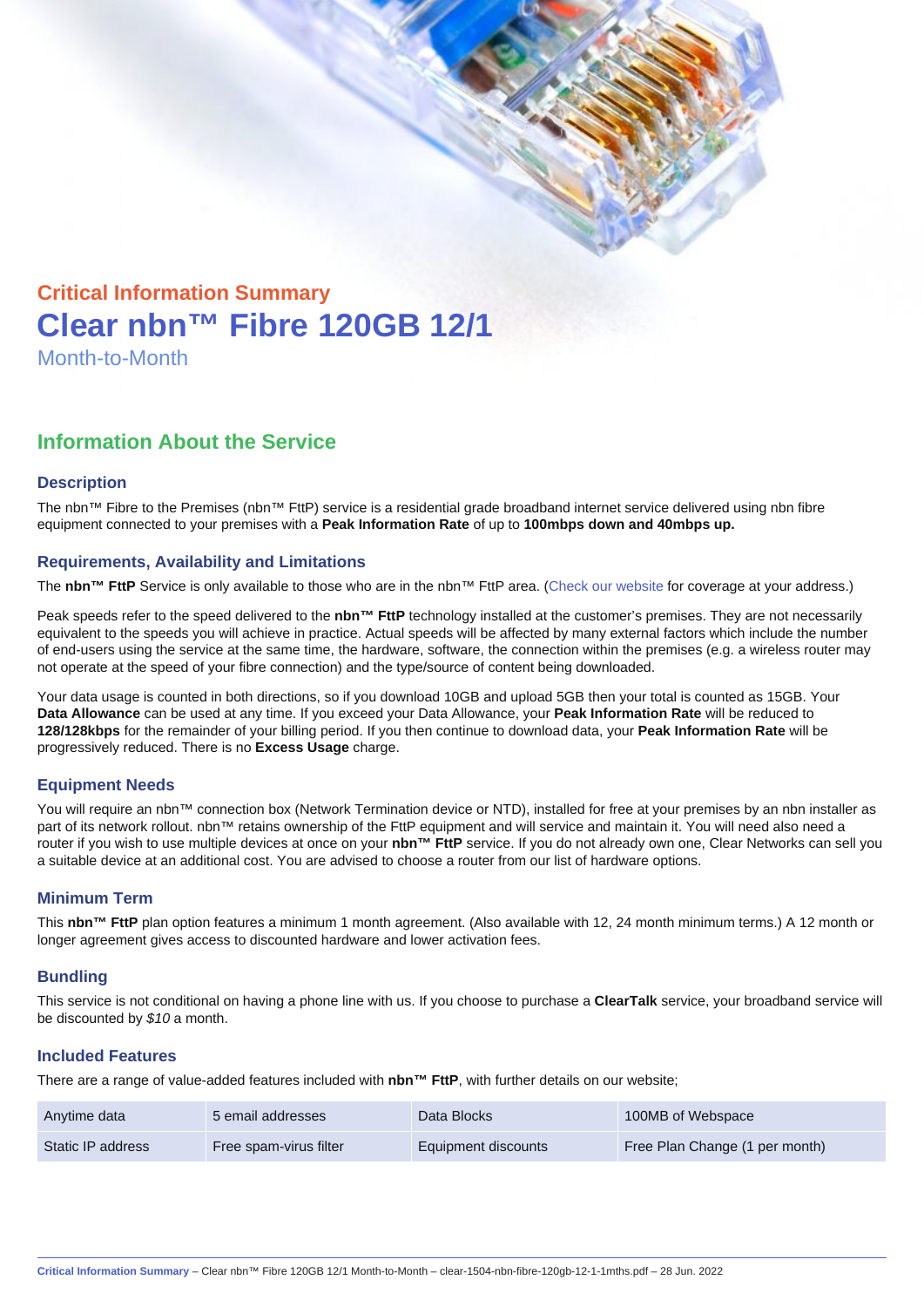## Critical Information Summary

# Clear nbn™ Fibre 120GB 12/1

Month-to-Month

## Information About the Service

### Description

The nbn™ Fibre to the Premises (nbn™ FttP) service is a residential grade broadband internet service delivered using nbn fibre equipment connected to your premises with a **Peak Information Rate** of up to **100mbps down and 40mbps up.**

### Requirements, Availability and Limitations

The **nbn™ FttP** Service is only available to those who are in the nbn™ FttP area. (Check our website for coverage at your address.)

Peak speeds refer to the speed delivered to the **nbn™ FttP** technology installed at the customer's premises. They are not necessarily equivalent to the speeds you will achieve in practice. Actual speeds will be affected by many external factors which include the number of end-users using the service at the same time, the hardware, software, the connection within the premises (e.g. a wireless router may not operate at the speed of your fibre connection) and the type/source of content being downloaded.

Your data usage is counted in both directions, so if you download 10GB and upload 5GB then your total is counted as 15GB. Your **Data Allowance** can be used at any time. If you exceed your Data Allowance, your **Peak Information Rate** will be reduced to **128/128kbps** for the remainder of your billing period. If you then continue to download data, your **Peak Information Rate** will be progressively reduced. There is no **Excess Usage** charge.

### Equipment Needs

You will require an nbn™ connection box (Network Termination device or NTD), installed for free at your premises by an nbn installer as part of its network rollout. nbn™ retains ownership of the FttP equipment and will service and maintain it. You will need also need a router if you wish to use multiple devices at once on your **nbn™ FttP** service. If you do not already own one, Clear Networks can sell you a suitable device at an additional cost. You are advised to choose a router from our list of hardware options.

### Minimum Term

This **nbn™ FttP** plan option features a minimum 1 month agreement. (Also available with 12, 24 month minimum terms.) A 12 month or longer agreement gives access to discounted hardware and lower activation fees.

### Bundling

This service is not conditional on having a phone line with us. If you choose to purchase a **ClearTalk** service, your broadband service will be discounted by *$10* a month.

### Included Features

There are a range of value-added features included with **nbn™ FttP**, with further details on our website;

| | | | |
|---|---|---|---|
| Anytime data | 5 email addresses | Data Blocks | 100MB of Webspace |
| Static IP address | Free spam-virus filter | Equipment discounts | Free Plan Change (1 per month) |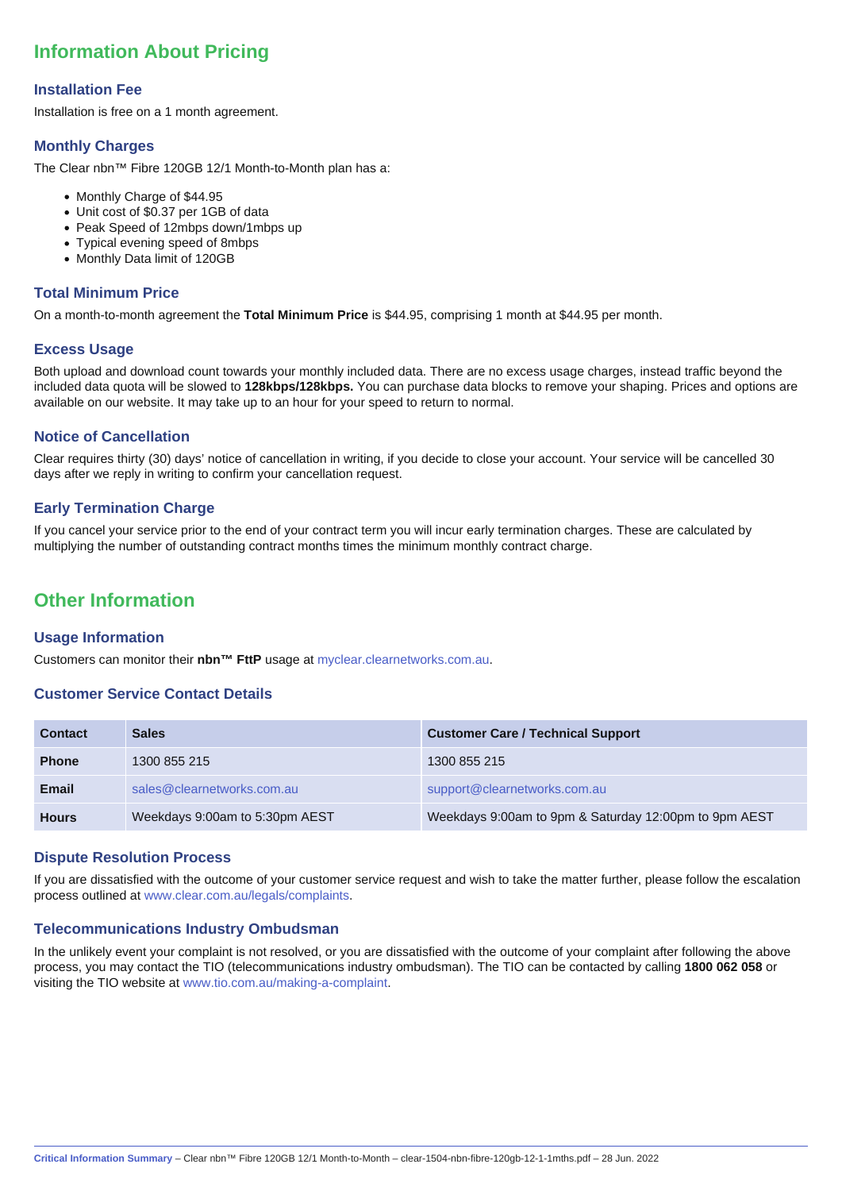## Information About Pricing

### Installation Fee

Installation is free on a 1 month agreement.

### Monthly Charges

The Clear nbn™ Fibre 120GB 12/1 Month-to-Month plan has a:

- Monthly Charge of $44.95
- Unit cost of $0.37 per 1GB of data
- Peak Speed of 12mbps down/1mbps up
- Typical evening speed of 8mbps
- Monthly Data limit of 120GB

### Total Minimum Price

On a month-to-month agreement the **Total Minimum Price** is $44.95, comprising 1 month at $44.95 per month.

### Excess Usage

Both upload and download count towards your monthly included data. There are no excess usage charges, instead traffic beyond the included data quota will be slowed to **128kbps/128kbps.** You can purchase data blocks to remove your shaping. Prices and options are available on our website. It may take up to an hour for your speed to return to normal.

### Notice of Cancellation

Clear requires thirty (30) days' notice of cancellation in writing, if you decide to close your account. Your service will be cancelled 30 days after we reply in writing to confirm your cancellation request.

### Early Termination Charge

If you cancel your service prior to the end of your contract term you will incur early termination charges. These are calculated by multiplying the number of outstanding contract months times the minimum monthly contract charge.

## Other Information

### Usage Information

Customers can monitor their **nbn™ FttP** usage at myclear.clearnetworks.com.au.

### Customer Service Contact Details

| Contact | Sales | Customer Care / Technical Support |
| --- | --- | --- |
| **Phone** | 1300 855 215 | 1300 855 215 |
| **Email** | sales@clearnetworks.com.au | support@clearnetworks.com.au |
| **Hours** | Weekdays 9:00am to 5:30pm AEST | Weekdays 9:00am to 9pm & Saturday 12:00pm to 9pm AEST |

### Dispute Resolution Process

If you are dissatisfied with the outcome of your customer service request and wish to take the matter further, please follow the escalation process outlined at www.clear.com.au/legals/complaints.

### Telecommunications Industry Ombudsman

In the unlikely event your complaint is not resolved, or you are dissatisfied with the outcome of your complaint after following the above process, you may contact the TIO (telecommunications industry ombudsman). The TIO can be contacted by calling **1800 062 058** or visiting the TIO website at www.tio.com.au/making-a-complaint.